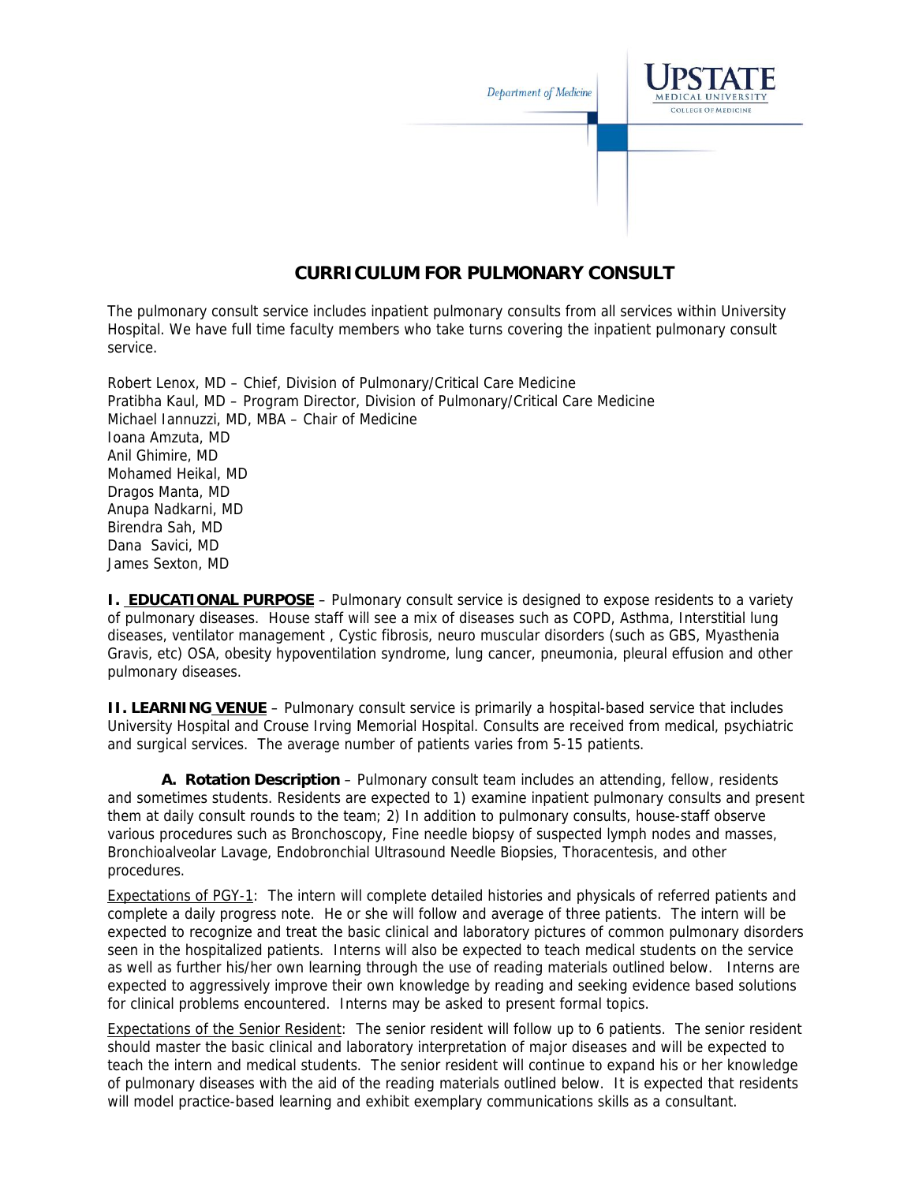Department of Medicine

UPSTATE MEDICAL UNIVERSITY
COLLEGE OF MEDICINE

# CURRICULUM FOR PULMONARY CONSULT

The pulmonary consult service includes inpatient pulmonary consults from all services within University Hospital. We have full time faculty members who take turns covering the inpatient pulmonary consult service.

Robert Lenox, MD – Chief, Division of Pulmonary/Critical Care Medicine
Pratibha Kaul, MD – Program Director, Division of Pulmonary/Critical Care Medicine
Michael Iannuzzi, MD, MBA – Chair of Medicine
Ioana Amzuta, MD
Anil Ghimire, MD
Mohamed Heikal, MD
Dragos Manta, MD
Anupa Nadkarni, MD
Birendra Sah, MD
Dana Savici, MD
James Sexton, MD

**I. EDUCATIONAL PURPOSE** – Pulmonary consult service is designed to expose residents to a variety of pulmonary diseases. House staff will see a mix of diseases such as COPD, Asthma, Interstitial lung diseases, ventilator management , Cystic fibrosis, neuro muscular disorders (such as GBS, Myasthenia Gravis, etc) OSA, obesity hypoventilation syndrome, lung cancer, pneumonia, pleural effusion and other pulmonary diseases.

**II. LEARNING VENUE** – Pulmonary consult service is primarily a hospital-based service that includes University Hospital and Crouse Irving Memorial Hospital. Consults are received from medical, psychiatric and surgical services. The average number of patients varies from 5-15 patients.

**A. Rotation Description** – Pulmonary consult team includes an attending, fellow, residents and sometimes students. Residents are expected to 1) examine inpatient pulmonary consults and present them at daily consult rounds to the team; 2) In addition to pulmonary consults, house-staff observe various procedures such as Bronchoscopy, Fine needle biopsy of suspected lymph nodes and masses, Bronchioalveolar Lavage, Endobronchial Ultrasound Needle Biopsies, Thoracentesis, and other procedures.

Expectations of PGY-1: The intern will complete detailed histories and physicals of referred patients and complete a daily progress note. He or she will follow and average of three patients. The intern will be expected to recognize and treat the basic clinical and laboratory pictures of common pulmonary disorders seen in the hospitalized patients. Interns will also be expected to teach medical students on the service as well as further his/her own learning through the use of reading materials outlined below. Interns are expected to aggressively improve their own knowledge by reading and seeking evidence based solutions for clinical problems encountered. Interns may be asked to present formal topics.

Expectations of the Senior Resident: The senior resident will follow up to 6 patients. The senior resident should master the basic clinical and laboratory interpretation of major diseases and will be expected to teach the intern and medical students. The senior resident will continue to expand his or her knowledge of pulmonary diseases with the aid of the reading materials outlined below. It is expected that residents will model practice-based learning and exhibit exemplary communications skills as a consultant.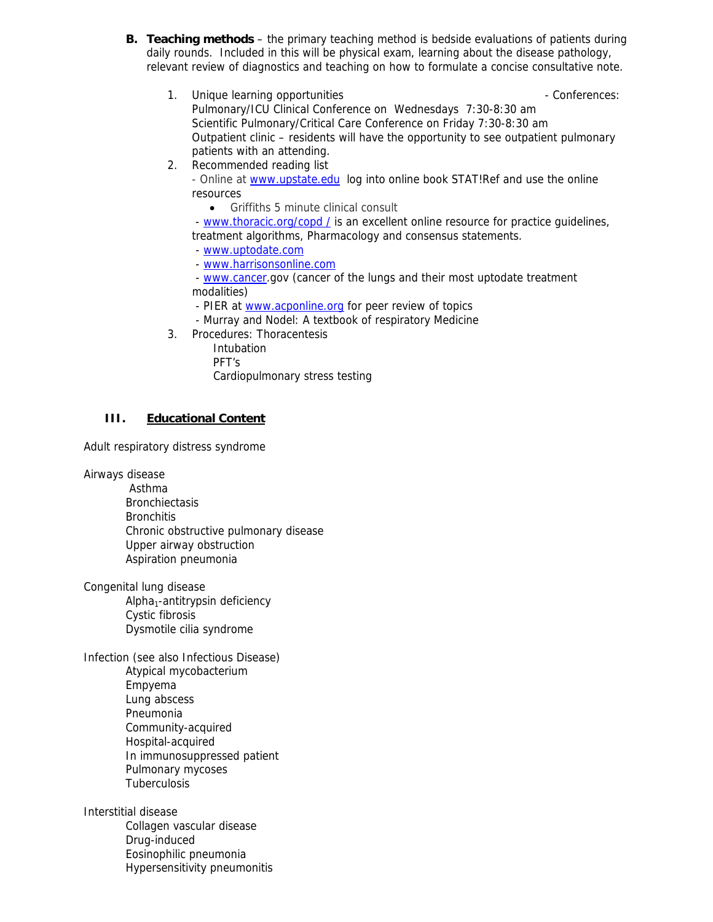**B. Teaching methods** – the primary teaching method is bedside evaluations of patients during daily rounds. Included in this will be physical exam, learning about the disease pathology, relevant review of diagnostics and teaching on how to formulate a concise consultative note.

1. Unique learning opportunities - Conferences:
   Pulmonary/ICU Clinical Conference on Wednesdays 7:30-8:30 am
   Scientific Pulmonary/Critical Care Conference on Friday 7:30-8:30 am
   Outpatient clinic – residents will have the opportunity to see outpatient pulmonary patients with an attending.
2. Recommended reading list
   - Online at www.upstate.edu log into online book STAT!Ref and use the online resources
     - Griffiths 5 minute clinical consult
   - www.thoracic.org/copd / is an excellent online resource for practice guidelines, treatment algorithms, Pharmacology and consensus statements.
   - www.uptodate.com
   - www.harrisonsonline.com
   - www.cancer.gov (cancer of the lungs and their most uptodate treatment modalities)
   - PIER at www.acponline.org for peer review of topics
   - Murray and Nodel: A textbook of respiratory Medicine
3. Procedures: Thoracentesis
   Intubation
   PFT's
   Cardiopulmonary stress testing

## III. Educational Content

Adult respiratory distress syndrome

Airways disease
- Asthma
- Bronchiectasis
- Bronchitis
- Chronic obstructive pulmonary disease
- Upper airway obstruction
- Aspiration pneumonia

Congenital lung disease
- $Alpha_1$-antitrypsin deficiency
- Cystic fibrosis
- Dysmotile cilia syndrome

Infection (see also Infectious Disease)
- Atypical mycobacterium
- Empyema
- Lung abscess
- Pneumonia
- Community-acquired
- Hospital-acquired
- In immunosuppressed patient
- Pulmonary mycoses
- Tuberculosis

Interstitial disease
- Collagen vascular disease
- Drug-induced
- Eosinophilic pneumonia
- Hypersensitivity pneumonitis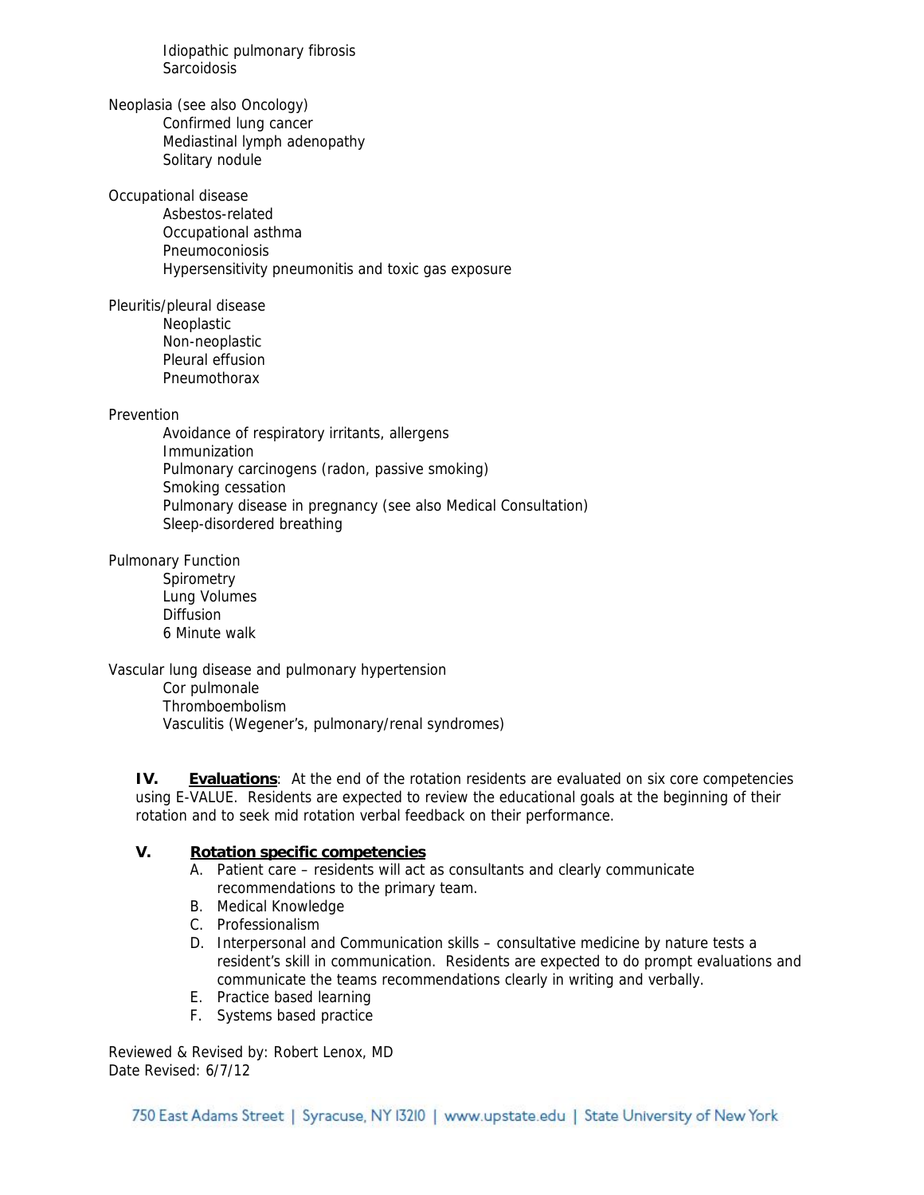Idiopathic pulmonary fibrosis
Sarcoidosis

Neoplasia (see also Oncology)
- Confirmed lung cancer
- Mediastinal lymph adenopathy
- Solitary nodule

Occupational disease
- Asbestos-related
- Occupational asthma
- Pneumoconiosis
- Hypersensitivity pneumonitis and toxic gas exposure

Pleuritis/pleural disease
- Neoplastic
- Non-neoplastic
- Pleural effusion
- Pneumothorax

Prevention
- Avoidance of respiratory irritants, allergens
- Immunization
- Pulmonary carcinogens (radon, passive smoking)
- Smoking cessation
- Pulmonary disease in pregnancy (see also Medical Consultation)
- Sleep-disordered breathing

Pulmonary Function
- Spirometry
- Lung Volumes
- Diffusion
- 6 Minute walk

Vascular lung disease and pulmonary hypertension
- Cor pulmonale
- Thromboembolism
- Vasculitis (Wegener's, pulmonary/renal syndromes)

**IV. Evaluations**: At the end of the rotation residents are evaluated on six core competencies using E-VALUE. Residents are expected to review the educational goals at the beginning of their rotation and to seek mid rotation verbal feedback on their performance.

**V. Rotation specific competencies**

A. Patient care – residents will act as consultants and clearly communicate recommendations to the primary team.
B. Medical Knowledge
C. Professionalism
D. Interpersonal and Communication skills – consultative medicine by nature tests a resident's skill in communication. Residents are expected to do prompt evaluations and communicate the teams recommendations clearly in writing and verbally.
E. Practice based learning
F. Systems based practice

Reviewed & Revised by: Robert Lenox, MD
Date Revised: 6/7/12